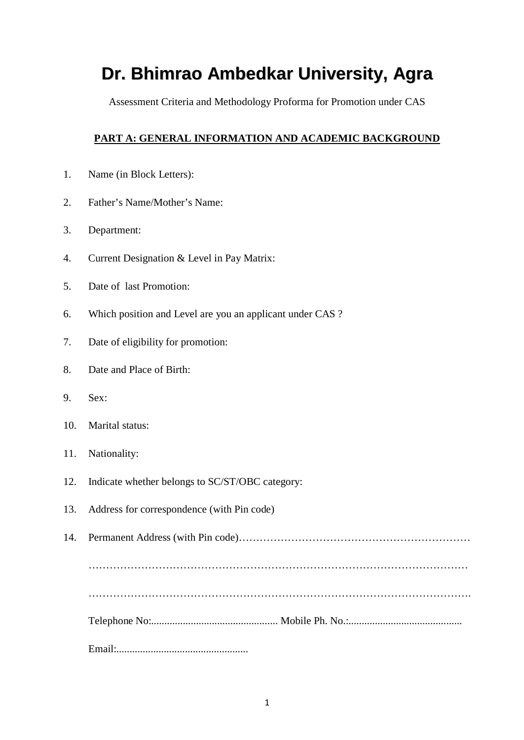# Dr. Bhimrao Ambedkar University, Agra

Assessment Criteria and Methodology Proforma for Promotion under CAS

## PART A: GENERAL INFORMATION AND ACADEMIC BACKGROUND

1. Name (in Block Letters):
2. Father's Name/Mother's Name:
3. Department:
4. Current Designation & Level in Pay Matrix:
5. Date of last Promotion:
6. Which position and Level are you an applicant under CAS ?
7. Date of eligibility for promotion:
8. Date and Place of Birth:
9. Sex:
10. Marital status:
11. Nationality:
12. Indicate whether belongs to SC/ST/OBC category:
13. Address for correspondence (with Pin code)
14. Permanent Address (with Pin code)…………………………………………………………

    ……………………………………………………………………………………………

    ……………………………………………………………………………………………

    Telephone No:................................................ Mobile Ph. No.:...........................................

    Email:..................................................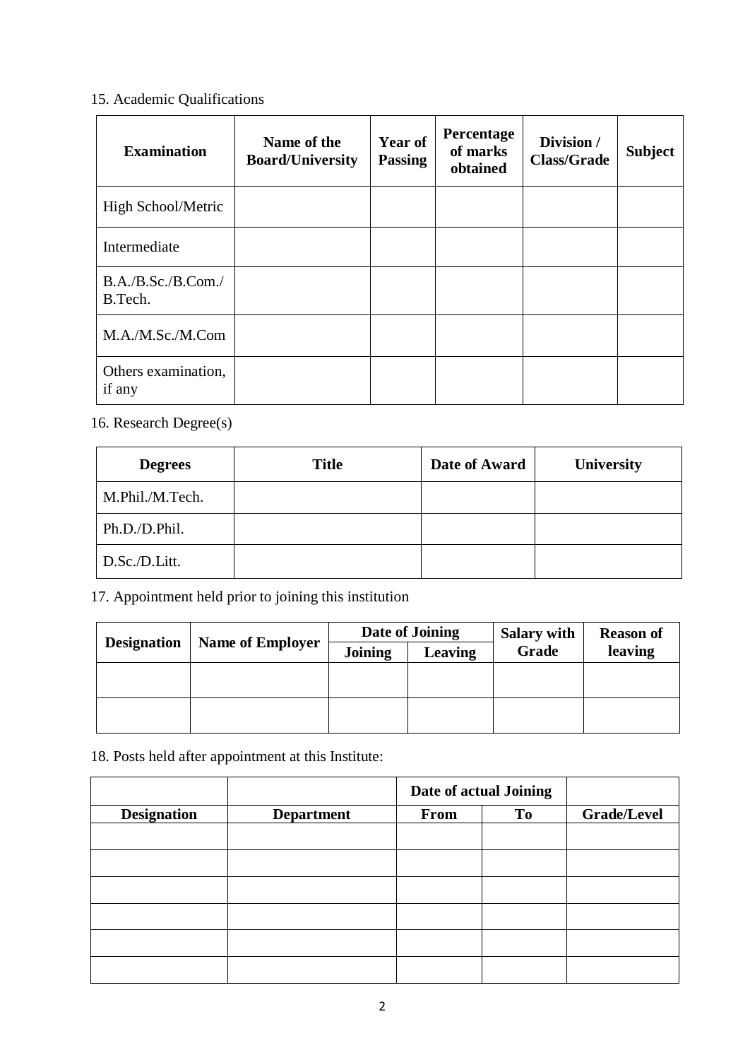15. Academic Qualifications

| Examination | Name of the Board/University | Year of Passing | Percentage of marks obtained | Division / Class/Grade | Subject |
|---|---|---|---|---|---|
| High School/Metric | | | | | |
| Intermediate | | | | | |
| B.A./B.Sc./B.Com./ B.Tech. | | | | | |
| M.A./M.Sc./M.Com | | | | | |
| Others examination, if any | | | | | |

16. Research Degree(s)

| Degrees | Title | Date of Award | University |
|---|---|---|---|
| M.Phil./M.Tech. | | | |
| Ph.D./D.Phil. | | | |
| D.Sc./D.Litt. | | | |

17. Appointment held prior to joining this institution

| Designation | Name of Employer | Date of Joining | | Salary with Grade | Reason of leaving |
|---|---|---|---|---|---|
| | | Joining | Leaving | | |
| | | | | | |
| | | | | | |

18. Posts held after appointment at this Institute:

| | | Date of actual Joining | | |
|---|---|---|---|---|
| Designation | Department | From | To | Grade/Level |
| | | | | |
| | | | | |
| | | | | |
| | | | | |
| | | | | |
| | | | | |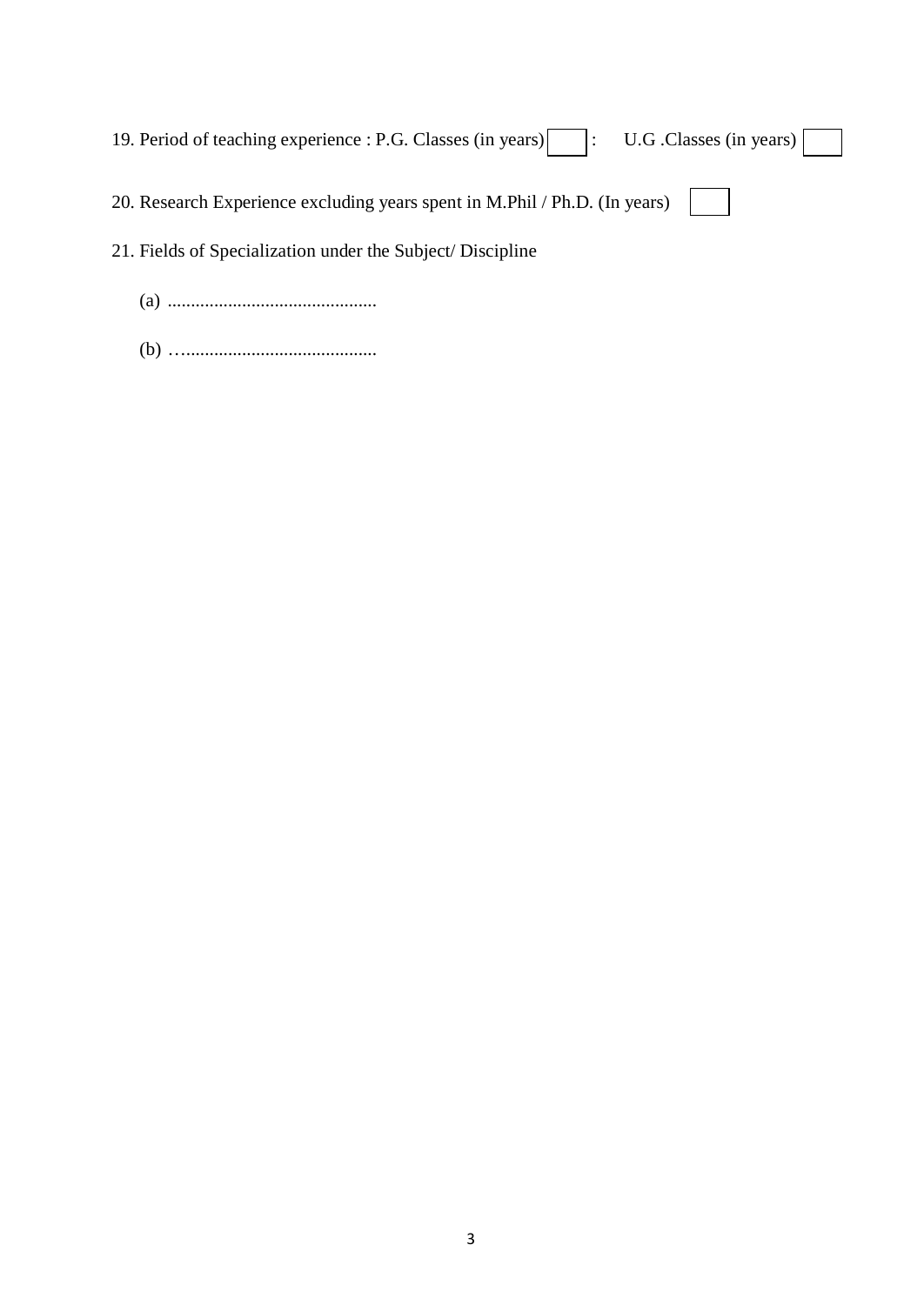19. Period of teaching experience : P.G. Classes (in years) [ ] : U.G .Classes (in years) [ ]

20. Research Experience excluding years spent in M.Phil / Ph.D. (In years) [ ]

21. Fields of Specialization under the Subject/ Discipline

    (a) .............................................

    (b) …..........................................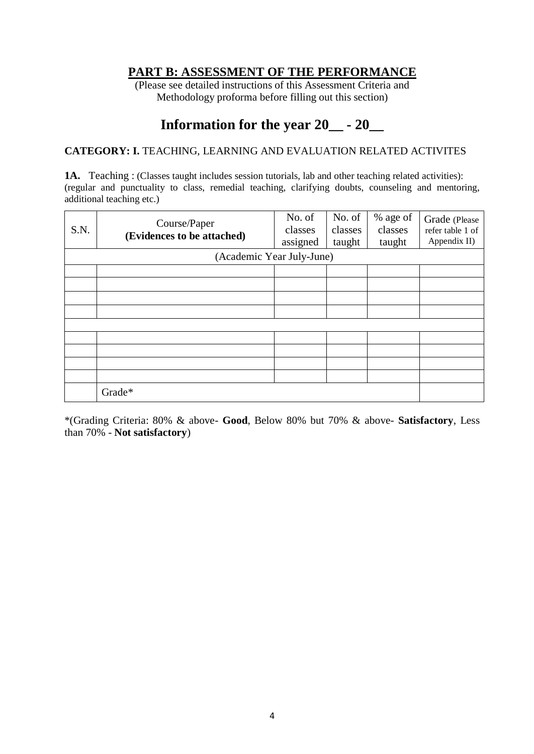## PART B: ASSESSMENT OF THE PERFORMANCE

(Please see detailed instructions of this Assessment Criteria and Methodology proforma before filling out this section)

# Information for the year 20__ - 20__

**CATEGORY: I.** TEACHING, LEARNING AND EVALUATION RELATED ACTIVITES

**1A.** Teaching : (Classes taught includes session tutorials, lab and other teaching related activities): (regular and punctuality to class, remedial teaching, clarifying doubts, counseling and mentoring, additional teaching etc.)

| S.N. | Course/Paper **(Evidences to be attached)** | No. of classes assigned | No. of classes taught | % age of classes taught | Grade (Please refer table 1 of Appendix II) |
|---|---|---|---|---|---|
| (Academic Year July-June) | | | | | |
| | | | | | |
| | | | | | |
| | | | | | |
| | | | | | |
| | | | | | |
| | | | | | |
| | | | | | |
| | | | | | |
| | | | | | |
| | Grade* | | | | |

*(Grading Criteria: 80% & above- **Good**, Below 80% but 70% & above- **Satisfactory**, Less than 70% - **Not satisfactory**)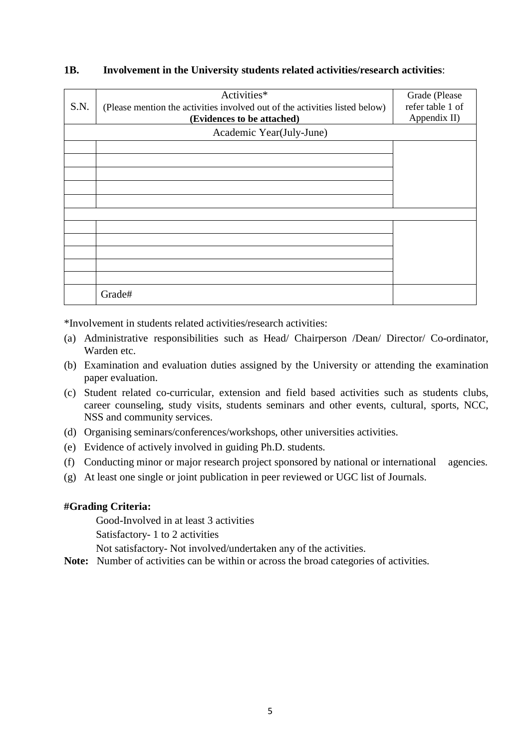**1B. Involvement in the University students related activities/research activities**:

| S.N. | Activities*<br>(Please mention the activities involved out of the activities listed below)<br>**(Evidences to be attached)** | Grade (Please refer table 1 of Appendix II) |
|---|---|---|
| Academic Year(July-June) | | |
| | | |
| | | |
| | | |
| | | |
| | | |
| | | |
| | | |
| | | |
| | | |
| | | |
| | | |
| | Grade# | |

*Involvement in students related activities/research activities:

(a) Administrative responsibilities such as Head/ Chairperson /Dean/ Director/ Co-ordinator, Warden etc.

(b) Examination and evaluation duties assigned by the University or attending the examination paper evaluation.

(c) Student related co-curricular, extension and field based activities such as students clubs, career counseling, study visits, students seminars and other events, cultural, sports, NCC, NSS and community services.

(d) Organising seminars/conferences/workshops, other universities activities.

(e) Evidence of actively involved in guiding Ph.D. students.

(f) Conducting minor or major research project sponsored by national or international agencies.

(g) At least one single or joint publication in peer reviewed or UGC list of Journals.

**#Grading Criteria:**

Good-Involved in at least 3 activities

Satisfactory- 1 to 2 activities

Not satisfactory- Not involved/undertaken any of the activities.

**Note:** Number of activities can be within or across the broad categories of activities.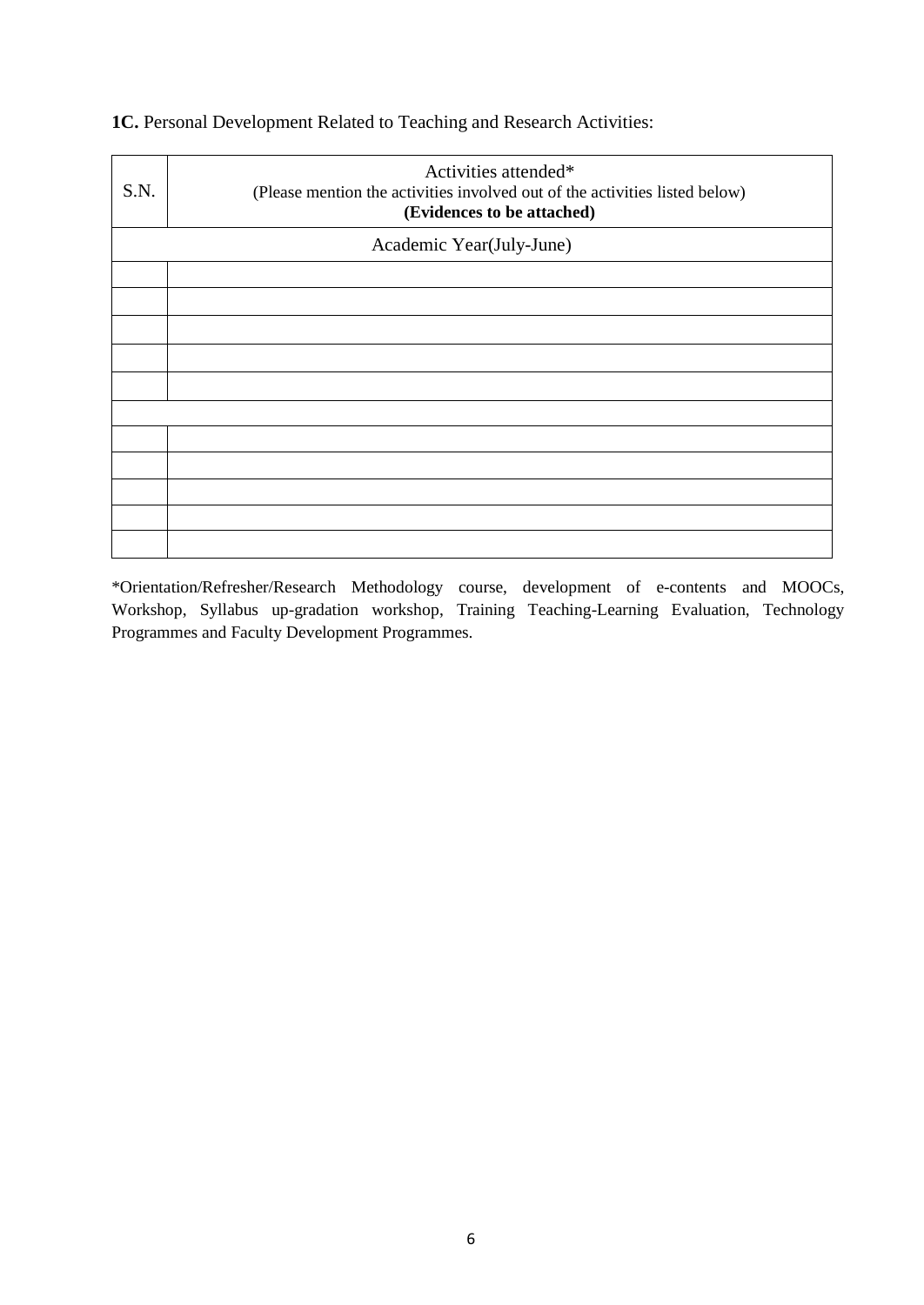**1C.** Personal Development Related to Teaching and Research Activities:

| S.N. | Activities attended*<br>(Please mention the activities involved out of the activities listed below)<br>**(Evidences to be attached)** |
|---|---|
| Academic Year(July-June) | |
| | |
| | |
| | |
| | |
| | |
| | |
| | |
| | |
| | |
| | |
| | |

*Orientation/Refresher/Research Methodology course, development of e-contents and MOOCs, Workshop, Syllabus up-gradation workshop, Training Teaching-Learning Evaluation, Technology Programmes and Faculty Development Programmes.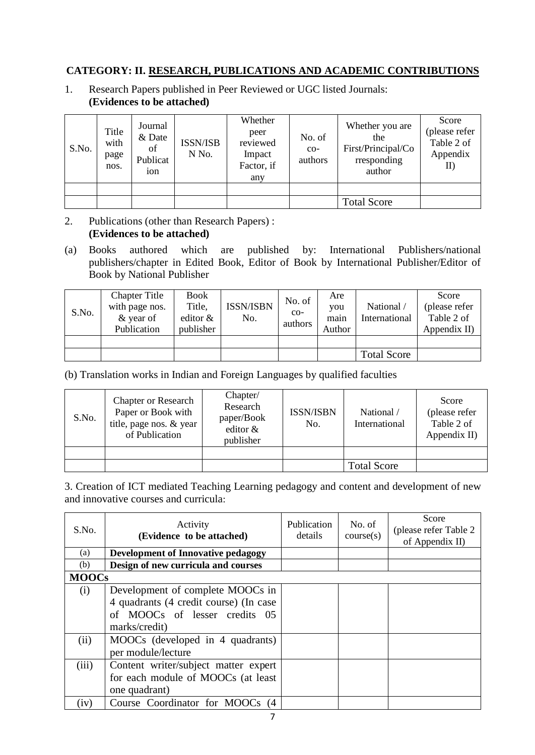**CATEGORY: II. RESEARCH, PUBLICATIONS AND ACADEMIC CONTRIBUTIONS**

1. Research Papers published in Peer Reviewed or UGC listed Journals: **(Evidences to be attached)**

| S.No. | Title with page nos. | Journal & Date of Publication | ISSN/ISBN No. | Whether peer reviewed Impact Factor, if any | No. of co-authors | Whether you are the First/Principal/Corresponding author | Score (please refer Table 2 of Appendix II) |
|---|---|---|---|---|---|---|---|
| | | | | | | | |
| | | | | | | Total Score | |

2. Publications (other than Research Papers) : **(Evidences to be attached)**

(a) Books authored which are published by: International Publishers/national publishers/chapter in Edited Book, Editor of Book by International Publisher/Editor of Book by National Publisher

| S.No. | Chapter Title with page nos. & year of Publication | Book Title, editor & publisher | ISSN/ISBN No. | No. of co-authors | Are you main Author | National / International | Score (please refer Table 2 of Appendix II) |
|---|---|---|---|---|---|---|---|
| | | | | | | | |
| | | | | | | Total Score | |

(b) Translation works in Indian and Foreign Languages by qualified faculties

| S.No. | Chapter or Research Paper or Book with title, page nos. & year of Publication | Chapter/ Research paper/Book editor & publisher | ISSN/ISBN No. | National / International | Score (please refer Table 2 of Appendix II) |
|---|---|---|---|---|---|
| | | | | | |
| | | | | Total Score | |

3. Creation of ICT mediated Teaching Learning pedagogy and content and development of new and innovative courses and curricula:

| S.No. | Activity **(Evidence to be attached)** | Publication details | No. of course(s) | Score (please refer Table 2 of Appendix II) |
|---|---|---|---|---|
| (a) | **Development of Innovative pedagogy** | | | |
| (b) | **Design of new curricula and courses** | | | |
| **MOOCs** | | | | |
| (i) | Development of complete MOOCs in 4 quadrants (4 credit course) (In case of MOOCs of lesser credits 05 marks/credit) | | | |
| (ii) | MOOCs (developed in 4 quadrants) per module/lecture | | | |
| (iii) | Content writer/subject matter expert for each module of MOOCs (at least one quadrant) | | | |
| (iv) | Course Coordinator for MOOCs (4 | | | |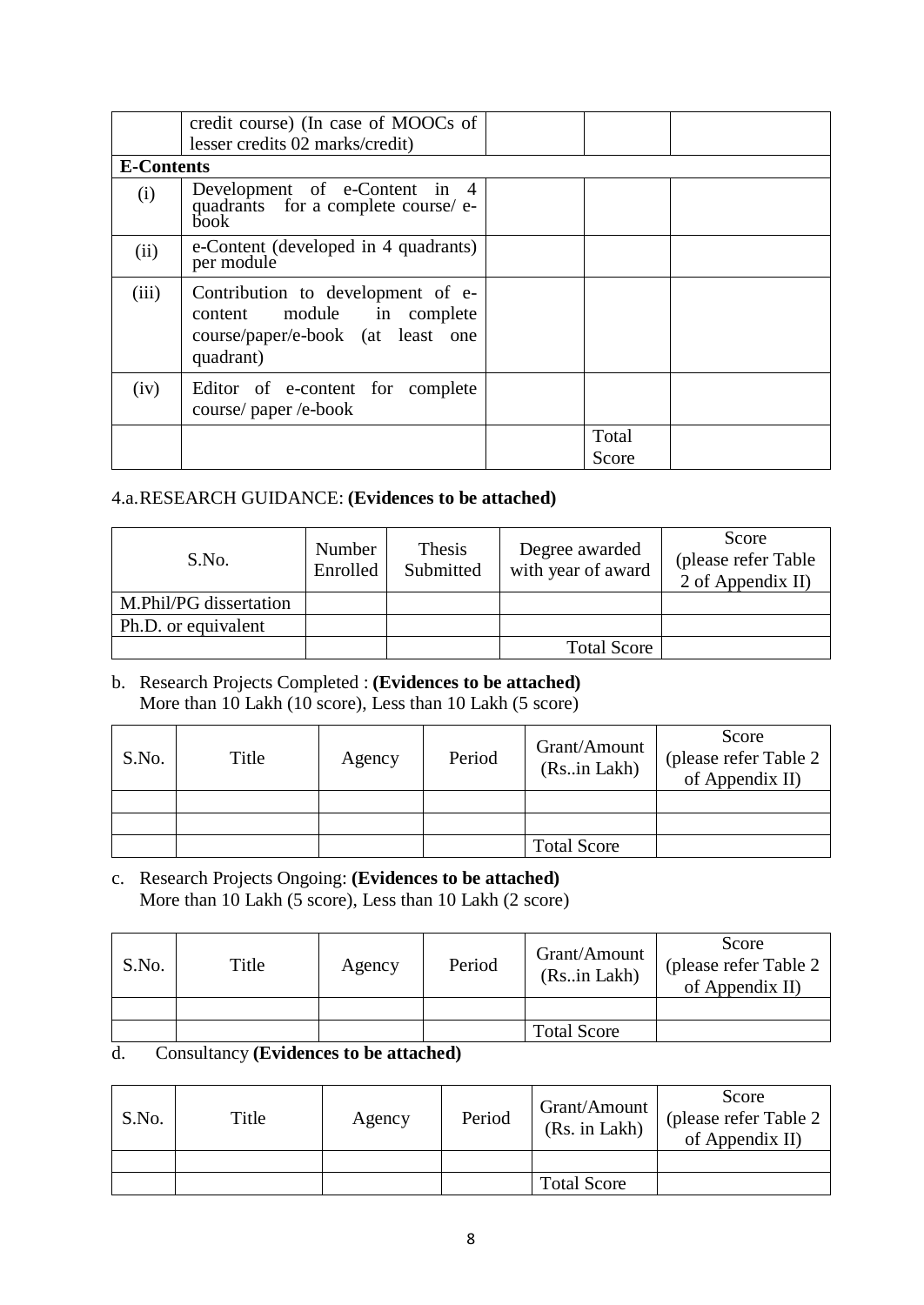|  | credit course) (In case of MOOCs of lesser credits 02 marks/credit) |  |  |  |
|---|---|---|---|---|
| **E-Contents** |  |  |  |  |
| (i) | Development of e-Content in 4 quadrants for a complete course/ e-book |  |  |  |
| (ii) | e-Content (developed in 4 quadrants) per module |  |  |  |
| (iii) | Contribution to development of e-content module in complete course/paper/e-book (at least one quadrant) |  |  |  |
| (iv) | Editor of e-content for complete course/ paper /e-book |  |  |  |
|  |  |  | Total Score |  |

4.a. RESEARCH GUIDANCE: **(Evidences to be attached)**

| S.No. | Number Enrolled | Thesis Submitted | Degree awarded with year of award | Score (please refer Table 2 of Appendix II) |
|---|---|---|---|---|
| M.Phil/PG dissertation |  |  |  |  |
| Ph.D. or equivalent |  |  |  |  |
|  |  |  | Total Score |  |

b. Research Projects Completed : **(Evidences to be attached)**
More than 10 Lakh (10 score), Less than 10 Lakh (5 score)

| S.No. | Title | Agency | Period | Grant/Amount (Rs..in Lakh) | Score (please refer Table 2 of Appendix II) |
|---|---|---|---|---|---|
|  |  |  |  |  |  |
|  |  |  |  |  |  |
|  |  |  |  | Total Score |  |

c. Research Projects Ongoing: **(Evidences to be attached)**
More than 10 Lakh (5 score), Less than 10 Lakh (2 score)

| S.No. | Title | Agency | Period | Grant/Amount (Rs..in Lakh) | Score (please refer Table 2 of Appendix II) |
|---|---|---|---|---|---|
|  |  |  |  |  |  |
|  |  |  |  | Total Score |  |

d. Consultancy **(Evidences to be attached)**

| S.No. | Title | Agency | Period | Grant/Amount (Rs. in Lakh) | Score (please refer Table 2 of Appendix II) |
|---|---|---|---|---|---|
|  |  |  |  |  |  |
|  |  |  |  | Total Score |  |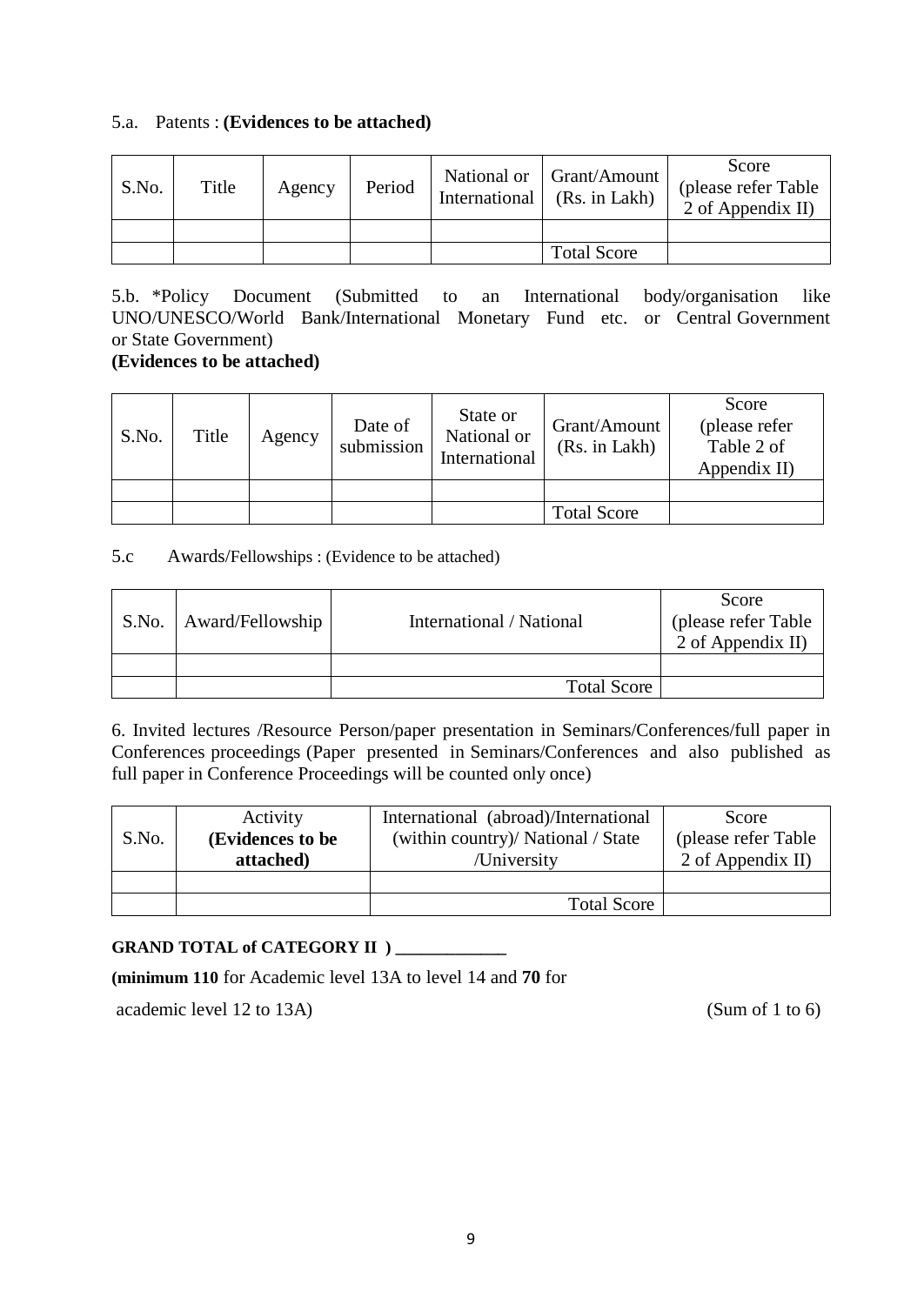5.a. Patents : **(Evidences to be attached)**

| S.No. | Title | Agency | Period | National or International | Grant/Amount (Rs. in Lakh) | Score (please refer Table 2 of Appendix II) |
|---|---|---|---|---|---|---|
| | | | | | | |
| | | | | | Total Score | |

5.b. *Policy Document (Submitted to an International body/organisation like UNO/UNESCO/World Bank/International Monetary Fund etc. or Central Government or State Government)

**(Evidences to be attached)**

| S.No. | Title | Agency | Date of submission | State or National or International | Grant/Amount (Rs. in Lakh) | Score (please refer Table 2 of Appendix II) |
|---|---|---|---|---|---|---|
| | | | | | | |
| | | | | | Total Score | |

5.c Awards/Fellowships : (Evidence to be attached)

| S.No. | Award/Fellowship | International / National | Score (please refer Table 2 of Appendix II) |
|---|---|---|---|
| | | | |
| | | Total Score | |

6. Invited lectures /Resource Person/paper presentation in Seminars/Conferences/full paper in Conferences proceedings (Paper presented in Seminars/Conferences and also published as full paper in Conference Proceedings will be counted only once)

| S.No. | Activity **(Evidences to be attached)** | International (abroad)/International (within country)/ National / State /University | Score (please refer Table 2 of Appendix II) |
|---|---|---|---|
| | | | |
| | | Total Score | |

**GRAND TOTAL of CATEGORY II ) _____________**

**(minimum 110** for Academic level 13A to level 14 and **70** for academic level 12 to 13A) (Sum of 1 to 6)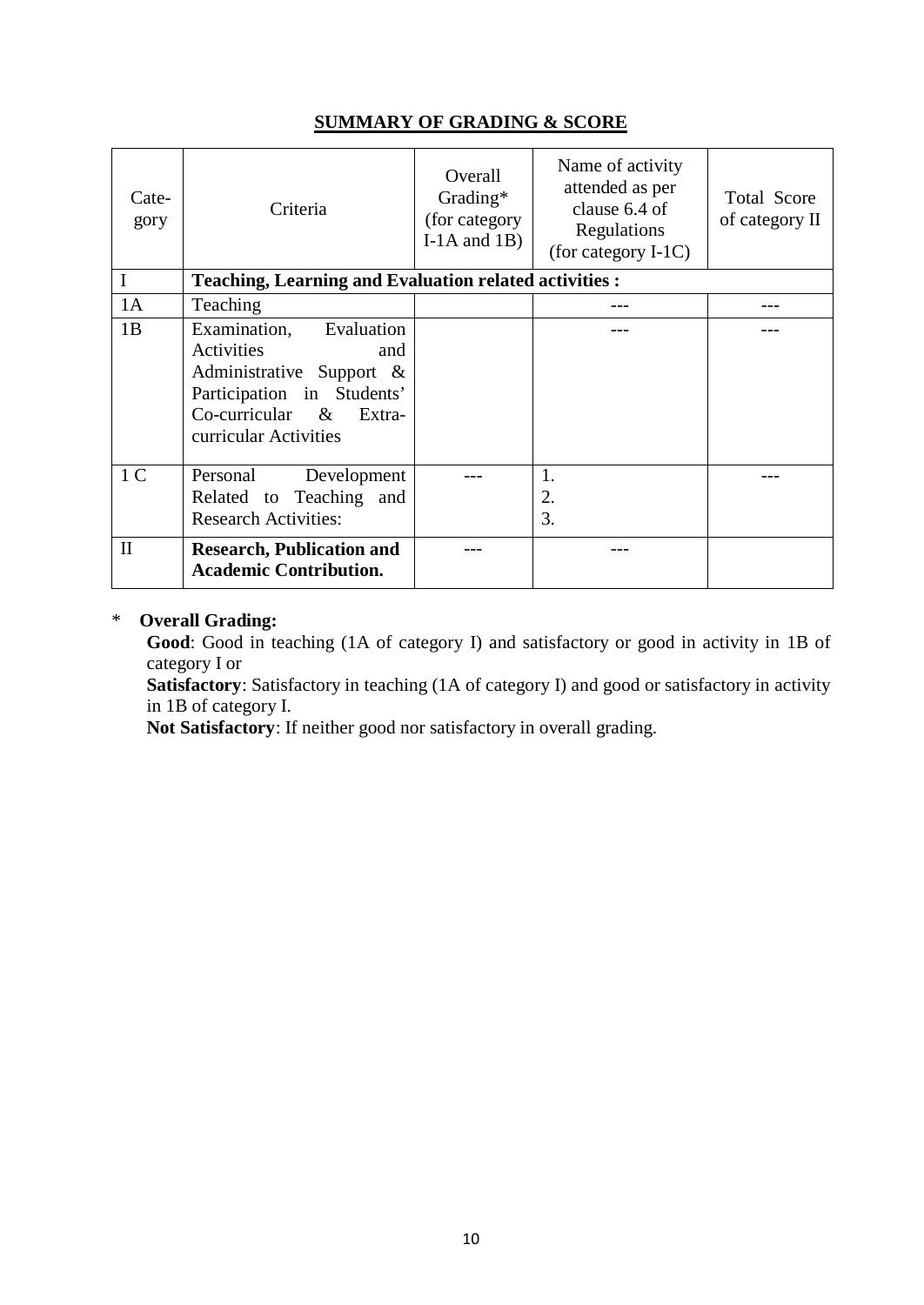## SUMMARY OF GRADING & SCORE

| Cate-gory | Criteria | Overall Grading* (for category I-1A and 1B) | Name of activity attended as per clause 6.4 of Regulations (for category I-1C) | Total Score of category II |
|---|---|---|---|---|
| I | **Teaching, Learning and Evaluation related activities :** | | | |
| 1A | Teaching | | --- | --- |
| 1B | Examination, Evaluation Activities and Administrative Support & Participation in Students' Co-curricular & Extra-curricular Activities | | --- | --- |
| 1 C | Personal Development Related to Teaching and Research Activities: | --- | 1.<br>2.<br>3. | --- |
| II | **Research, Publication and Academic Contribution.** | --- | --- | |

\* **Overall Grading:**

**Good**: Good in teaching (1A of category I) and satisfactory or good in activity in 1B of category I or

**Satisfactory**: Satisfactory in teaching (1A of category I) and good or satisfactory in activity in 1B of category I.

**Not Satisfactory**: If neither good nor satisfactory in overall grading.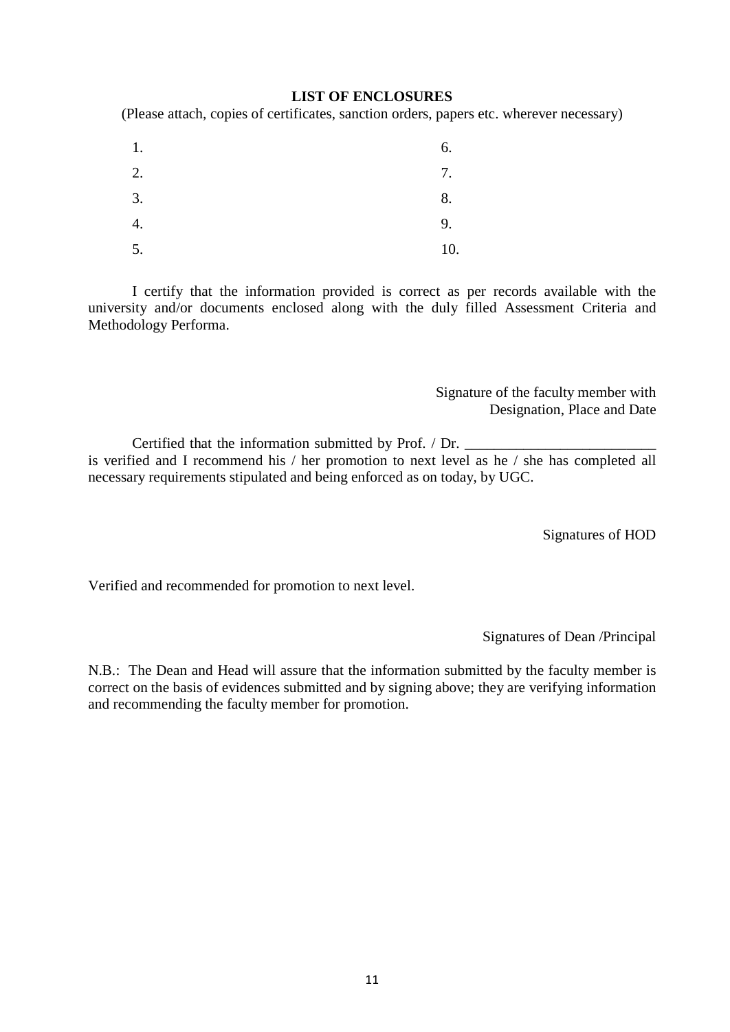**LIST OF ENCLOSURES**

(Please attach, copies of certificates, sanction orders, papers etc. wherever necessary)

| | |
|---|---|
| 1. | 6. |
| 2. | 7. |
| 3. | 8. |
| 4. | 9. |
| 5. | 10. |

I certify that the information provided is correct as per records available with the university and/or documents enclosed along with the duly filled Assessment Criteria and Methodology Performa.

Signature of the faculty member with
Designation, Place and Date

Certified that the information submitted by Prof. / Dr. __________________________ is verified and I recommend his / her promotion to next level as he / she has completed all necessary requirements stipulated and being enforced as on today, by UGC.

Signatures of HOD

Verified and recommended for promotion to next level.

Signatures of Dean /Principal

N.B.: The Dean and Head will assure that the information submitted by the faculty member is correct on the basis of evidences submitted and by signing above; they are verifying information and recommending the faculty member for promotion.